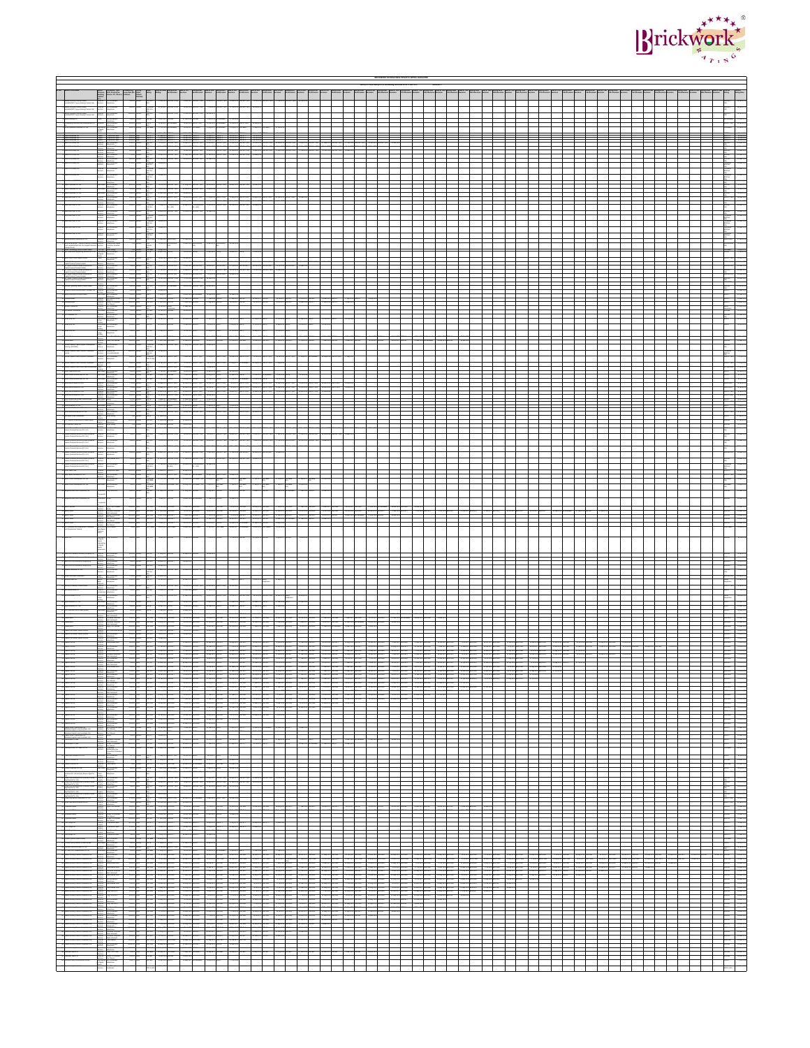

 $\overline{a}$ 

| Finance, MCD, Portraite, Installation<br>Senting Marina, CP, CO, and Joseph Lincoln |                          |    |       |  |       |      |      |               |                          |                 |                                                                                                |   |        |                          |  |   |  |   |  |       |  |  |  |                                                                                                                                                                                      |
|-------------------------------------------------------------------------------------|--------------------------|----|-------|--|-------|------|------|---------------|--------------------------|-----------------|------------------------------------------------------------------------------------------------|---|--------|--------------------------|--|---|--|---|--|-------|--|--|--|--------------------------------------------------------------------------------------------------------------------------------------------------------------------------------------|
|                                                                                     |                          |    |       |  |       |      |      |               |                          |                 |                                                                                                |   |        |                          |  |   |  |   |  |       |  |  |  |                                                                                                                                                                                      |
|                                                                                     |                          |    |       |  |       |      |      |               |                          |                 |                                                                                                |   |        |                          |  |   |  |   |  |       |  |  |  |                                                                                                                                                                                      |
|                                                                                     |                          |    |       |  |       |      |      |               |                          |                 |                                                                                                |   |        |                          |  |   |  |   |  |       |  |  |  |                                                                                                                                                                                      |
|                                                                                     |                          |    |       |  |       |      |      |               |                          |                 |                                                                                                |   |        |                          |  |   |  |   |  |       |  |  |  |                                                                                                                                                                                      |
|                                                                                     |                          |    |       |  |       |      |      |               |                          |                 |                                                                                                |   |        |                          |  |   |  |   |  |       |  |  |  |                                                                                                                                                                                      |
|                                                                                     |                          |    |       |  |       |      |      |               |                          |                 |                                                                                                |   |        |                          |  |   |  |   |  |       |  |  |  |                                                                                                                                                                                      |
|                                                                                     |                          |    |       |  |       |      |      |               |                          |                 |                                                                                                |   |        |                          |  |   |  |   |  |       |  |  |  |                                                                                                                                                                                      |
|                                                                                     |                          |    |       |  |       |      |      |               |                          |                 |                                                                                                |   |        |                          |  |   |  |   |  |       |  |  |  |                                                                                                                                                                                      |
|                                                                                     |                          |    |       |  |       |      |      |               |                          |                 |                                                                                                |   |        |                          |  |   |  |   |  |       |  |  |  |                                                                                                                                                                                      |
|                                                                                     |                          |    |       |  |       |      |      |               |                          |                 |                                                                                                |   |        |                          |  |   |  |   |  |       |  |  |  |                                                                                                                                                                                      |
|                                                                                     |                          |    |       |  |       |      |      |               |                          |                 |                                                                                                |   |        |                          |  |   |  |   |  |       |  |  |  |                                                                                                                                                                                      |
|                                                                                     |                          |    |       |  |       |      |      |               |                          |                 |                                                                                                |   |        |                          |  |   |  |   |  |       |  |  |  |                                                                                                                                                                                      |
|                                                                                     |                          |    |       |  |       |      |      |               |                          |                 |                                                                                                |   |        |                          |  |   |  |   |  |       |  |  |  |                                                                                                                                                                                      |
|                                                                                     |                          |    |       |  |       |      |      |               |                          |                 |                                                                                                |   |        |                          |  |   |  |   |  |       |  |  |  |                                                                                                                                                                                      |
|                                                                                     |                          |    |       |  |       |      |      |               |                          |                 |                                                                                                |   |        |                          |  |   |  |   |  |       |  |  |  |                                                                                                                                                                                      |
|                                                                                     |                          |    |       |  |       |      |      |               |                          |                 |                                                                                                |   |        |                          |  |   |  |   |  |       |  |  |  |                                                                                                                                                                                      |
|                                                                                     |                          |    |       |  |       |      |      |               |                          |                 |                                                                                                |   |        |                          |  |   |  |   |  |       |  |  |  |                                                                                                                                                                                      |
|                                                                                     |                          |    |       |  |       |      |      |               |                          |                 |                                                                                                |   |        |                          |  |   |  |   |  |       |  |  |  |                                                                                                                                                                                      |
|                                                                                     |                          |    |       |  |       |      |      |               |                          |                 |                                                                                                |   |        |                          |  |   |  |   |  |       |  |  |  |                                                                                                                                                                                      |
|                                                                                     |                          |    |       |  |       |      |      |               |                          |                 |                                                                                                |   |        |                          |  |   |  |   |  |       |  |  |  |                                                                                                                                                                                      |
|                                                                                     |                          |    |       |  |       |      |      |               |                          |                 |                                                                                                |   |        |                          |  |   |  |   |  |       |  |  |  |                                                                                                                                                                                      |
|                                                                                     |                          |    |       |  |       |      |      |               |                          |                 |                                                                                                |   |        |                          |  |   |  |   |  |       |  |  |  |                                                                                                                                                                                      |
|                                                                                     |                          |    |       |  |       |      |      |               |                          |                 |                                                                                                |   |        |                          |  |   |  |   |  |       |  |  |  |                                                                                                                                                                                      |
|                                                                                     |                          |    |       |  |       |      |      |               |                          |                 |                                                                                                |   |        |                          |  |   |  |   |  |       |  |  |  |                                                                                                                                                                                      |
|                                                                                     |                          |    |       |  |       |      |      |               |                          |                 |                                                                                                |   |        |                          |  |   |  |   |  |       |  |  |  |                                                                                                                                                                                      |
|                                                                                     |                          |    |       |  |       |      |      |               |                          |                 |                                                                                                |   |        |                          |  |   |  |   |  |       |  |  |  |                                                                                                                                                                                      |
|                                                                                     |                          |    |       |  |       |      |      |               |                          |                 |                                                                                                |   |        |                          |  |   |  |   |  |       |  |  |  |                                                                                                                                                                                      |
|                                                                                     |                          |    |       |  |       |      |      |               |                          |                 |                                                                                                |   |        |                          |  |   |  |   |  |       |  |  |  |                                                                                                                                                                                      |
|                                                                                     |                          |    |       |  |       |      |      |               |                          |                 |                                                                                                |   |        |                          |  |   |  |   |  |       |  |  |  |                                                                                                                                                                                      |
|                                                                                     |                          |    |       |  |       |      |      |               |                          |                 |                                                                                                |   |        |                          |  |   |  |   |  |       |  |  |  |                                                                                                                                                                                      |
|                                                                                     |                          |    |       |  |       |      |      |               |                          |                 |                                                                                                |   |        |                          |  |   |  |   |  |       |  |  |  |                                                                                                                                                                                      |
|                                                                                     |                          |    |       |  |       |      |      |               |                          |                 |                                                                                                |   |        |                          |  |   |  |   |  |       |  |  |  |                                                                                                                                                                                      |
|                                                                                     |                          |    |       |  |       |      |      |               |                          |                 |                                                                                                |   |        |                          |  |   |  |   |  |       |  |  |  |                                                                                                                                                                                      |
|                                                                                     |                          |    |       |  |       |      |      |               |                          |                 |                                                                                                |   |        |                          |  |   |  |   |  |       |  |  |  |                                                                                                                                                                                      |
|                                                                                     |                          |    |       |  |       |      |      |               |                          |                 |                                                                                                |   |        |                          |  |   |  |   |  |       |  |  |  |                                                                                                                                                                                      |
|                                                                                     |                          |    |       |  |       |      |      |               |                          |                 |                                                                                                |   |        |                          |  |   |  |   |  |       |  |  |  |                                                                                                                                                                                      |
|                                                                                     |                          |    |       |  |       |      |      |               |                          |                 |                                                                                                |   |        |                          |  |   |  |   |  |       |  |  |  |                                                                                                                                                                                      |
|                                                                                     |                          |    |       |  |       |      |      |               |                          |                 |                                                                                                |   |        |                          |  |   |  |   |  |       |  |  |  |                                                                                                                                                                                      |
|                                                                                     |                          |    |       |  |       |      |      |               |                          |                 |                                                                                                |   |        |                          |  |   |  |   |  |       |  |  |  |                                                                                                                                                                                      |
|                                                                                     |                          |    |       |  |       |      |      |               |                          |                 |                                                                                                |   |        |                          |  |   |  |   |  |       |  |  |  |                                                                                                                                                                                      |
|                                                                                     |                          |    |       |  |       |      |      |               |                          |                 |                                                                                                |   |        |                          |  |   |  |   |  |       |  |  |  |                                                                                                                                                                                      |
|                                                                                     |                          |    |       |  |       |      |      |               |                          |                 |                                                                                                |   |        |                          |  |   |  |   |  |       |  |  |  |                                                                                                                                                                                      |
|                                                                                     |                          |    |       |  |       |      |      |               |                          |                 |                                                                                                |   |        |                          |  |   |  |   |  |       |  |  |  |                                                                                                                                                                                      |
|                                                                                     |                          |    |       |  |       |      |      |               |                          |                 |                                                                                                |   |        |                          |  |   |  |   |  |       |  |  |  |                                                                                                                                                                                      |
|                                                                                     |                          |    |       |  |       |      |      |               |                          |                 |                                                                                                |   |        |                          |  |   |  |   |  |       |  |  |  |                                                                                                                                                                                      |
|                                                                                     |                          |    |       |  |       |      |      |               |                          |                 |                                                                                                |   |        |                          |  |   |  |   |  |       |  |  |  |                                                                                                                                                                                      |
|                                                                                     |                          |    |       |  |       |      |      |               |                          |                 |                                                                                                |   |        |                          |  |   |  |   |  |       |  |  |  |                                                                                                                                                                                      |
|                                                                                     |                          |    |       |  |       |      |      |               |                          |                 |                                                                                                |   |        |                          |  |   |  |   |  |       |  |  |  |                                                                                                                                                                                      |
|                                                                                     |                          |    |       |  |       |      |      |               |                          |                 |                                                                                                |   |        |                          |  |   |  |   |  |       |  |  |  |                                                                                                                                                                                      |
|                                                                                     |                          |    |       |  |       |      |      |               |                          |                 |                                                                                                |   |        |                          |  |   |  |   |  |       |  |  |  |                                                                                                                                                                                      |
|                                                                                     |                          |    |       |  |       |      |      |               |                          |                 |                                                                                                |   |        |                          |  |   |  |   |  |       |  |  |  |                                                                                                                                                                                      |
|                                                                                     |                          |    |       |  |       |      |      |               |                          |                 |                                                                                                |   |        |                          |  |   |  |   |  |       |  |  |  |                                                                                                                                                                                      |
|                                                                                     |                          |    |       |  |       |      |      |               |                          |                 |                                                                                                |   |        |                          |  |   |  |   |  |       |  |  |  |                                                                                                                                                                                      |
|                                                                                     |                          |    |       |  |       |      |      |               |                          |                 |                                                                                                |   |        |                          |  |   |  |   |  |       |  |  |  |                                                                                                                                                                                      |
|                                                                                     |                          |    |       |  |       |      |      |               |                          |                 |                                                                                                |   |        |                          |  |   |  |   |  |       |  |  |  |                                                                                                                                                                                      |
|                                                                                     |                          |    |       |  |       |      |      |               |                          |                 | <b>THE REAL</b>                                                                                |   |        |                          |  |   |  |   |  |       |  |  |  |                                                                                                                                                                                      |
|                                                                                     |                          |    |       |  |       |      |      | <u>- 13</u>   |                          | - - - - - - - - | <b>The Second Second</b>                                                                       |   |        |                          |  |   |  |   |  |       |  |  |  | askat in                                                                                                                                                                             |
|                                                                                     |                          |    |       |  |       |      |      |               |                          |                 |                                                                                                |   |        |                          |  |   |  |   |  |       |  |  |  |                                                                                                                                                                                      |
|                                                                                     |                          |    |       |  |       |      |      |               |                          |                 |                                                                                                |   |        |                          |  |   |  |   |  |       |  |  |  |                                                                                                                                                                                      |
|                                                                                     |                          |    |       |  |       |      |      |               |                          |                 |                                                                                                |   |        |                          |  |   |  |   |  |       |  |  |  |                                                                                                                                                                                      |
|                                                                                     |                          |    |       |  |       |      |      |               |                          |                 |                                                                                                |   |        |                          |  |   |  |   |  |       |  |  |  |                                                                                                                                                                                      |
| arka<br>matsa Non<br>ritus Parlamen                                                 |                          | F  |       |  |       |      |      |               |                          |                 |                                                                                                |   |        |                          |  |   |  |   |  |       |  |  |  |                                                                                                                                                                                      |
|                                                                                     |                          |    |       |  |       |      |      |               |                          |                 |                                                                                                |   |        |                          |  |   |  |   |  |       |  |  |  |                                                                                                                                                                                      |
|                                                                                     |                          |    |       |  |       |      |      |               |                          |                 |                                                                                                |   |        |                          |  |   |  |   |  |       |  |  |  | --                                                                                                                                                                                   |
|                                                                                     | - <del>1999 - 1999</del> |    |       |  |       |      |      |               |                          |                 |                                                                                                |   |        |                          |  |   |  |   |  |       |  |  |  |                                                                                                                                                                                      |
|                                                                                     |                          |    |       |  |       |      |      |               |                          |                 |                                                                                                |   |        |                          |  |   |  |   |  |       |  |  |  |                                                                                                                                                                                      |
|                                                                                     |                          |    |       |  |       |      |      |               |                          |                 |                                                                                                |   |        |                          |  |   |  |   |  |       |  |  |  |                                                                                                                                                                                      |
|                                                                                     |                          |    |       |  |       |      |      |               |                          |                 |                                                                                                |   |        |                          |  |   |  |   |  |       |  |  |  |                                                                                                                                                                                      |
|                                                                                     |                          |    |       |  |       |      |      |               |                          |                 |                                                                                                |   |        |                          |  |   |  |   |  | $\pm$ |  |  |  |                                                                                                                                                                                      |
|                                                                                     |                          |    |       |  | $\pm$ |      |      |               |                          |                 |                                                                                                |   |        |                          |  |   |  |   |  |       |  |  |  |                                                                                                                                                                                      |
|                                                                                     |                          |    |       |  |       |      |      |               |                          |                 |                                                                                                |   |        |                          |  |   |  |   |  |       |  |  |  |                                                                                                                                                                                      |
|                                                                                     |                          |    |       |  |       |      |      |               |                          |                 |                                                                                                |   |        |                          |  |   |  |   |  |       |  |  |  |                                                                                                                                                                                      |
|                                                                                     |                          |    |       |  |       |      |      |               | E                        |                 | Ē                                                                                              |   |        |                          |  |   |  |   |  |       |  |  |  | $\frac{1}{2}$                                                                                                                                                                        |
|                                                                                     |                          |    |       |  |       |      |      |               |                          |                 |                                                                                                |   | Ē<br>ī |                          |  | ┯ |  | Ī |  |       |  |  |  |                                                                                                                                                                                      |
|                                                                                     | ī                        | -- | --- p |  |       | ____ | – ⊤– |               | $\overline{\phantom{a}}$ | Ŧ               | ┯                                                                                              | i | ╶      | T                        |  |   |  |   |  |       |  |  |  | E                                                                                                                                                                                    |
|                                                                                     |                          |    |       |  |       |      |      |               |                          |                 | , cores en estado de la corea<br>1940 - Carlos de Anton (mario)<br>1940 - Carlos Mario (mario) |   |        | $\overline{\phantom{a}}$ |  | + |  |   |  |       |  |  |  |                                                                                                                                                                                      |
|                                                                                     |                          |    |       |  |       |      |      |               |                          |                 |                                                                                                |   |        |                          |  |   |  |   |  |       |  |  |  |                                                                                                                                                                                      |
|                                                                                     |                          |    |       |  |       |      |      | $\frac{1}{1}$ |                          | $\equiv$        |                                                                                                |   |        |                          |  |   |  |   |  |       |  |  |  |                                                                                                                                                                                      |
|                                                                                     |                          |    |       |  |       |      |      |               |                          |                 |                                                                                                |   |        |                          |  |   |  |   |  |       |  |  |  |                                                                                                                                                                                      |
|                                                                                     |                          |    |       |  |       |      |      |               |                          |                 |                                                                                                |   |        |                          |  |   |  |   |  |       |  |  |  |                                                                                                                                                                                      |
|                                                                                     |                          |    |       |  |       |      |      |               |                          |                 |                                                                                                |   |        |                          |  |   |  |   |  |       |  |  |  |                                                                                                                                                                                      |
|                                                                                     |                          |    |       |  |       |      |      |               |                          |                 |                                                                                                |   |        |                          |  |   |  |   |  |       |  |  |  | E                                                                                                                                                                                    |
| E                                                                                   |                          |    |       |  |       |      |      |               |                          |                 |                                                                                                |   |        |                          |  |   |  |   |  |       |  |  |  | $\frac{\partial \mathbf{u}(\mathbf{x},\mathbf{y})}{\partial \mathbf{u}(\mathbf{x},\mathbf{y})} = \frac{\partial \mathbf{u}(\mathbf{x},\mathbf{y})}{\partial \mathbf{u}(\mathbf{x})}$ |
|                                                                                     |                          |    |       |  |       |      |      |               |                          |                 |                                                                                                |   |        |                          |  |   |  |   |  |       |  |  |  |                                                                                                                                                                                      |

**BRICKWORK RATINGS INDIA PRIVATE LIMITED, BANGLORE**

 $\Gamma$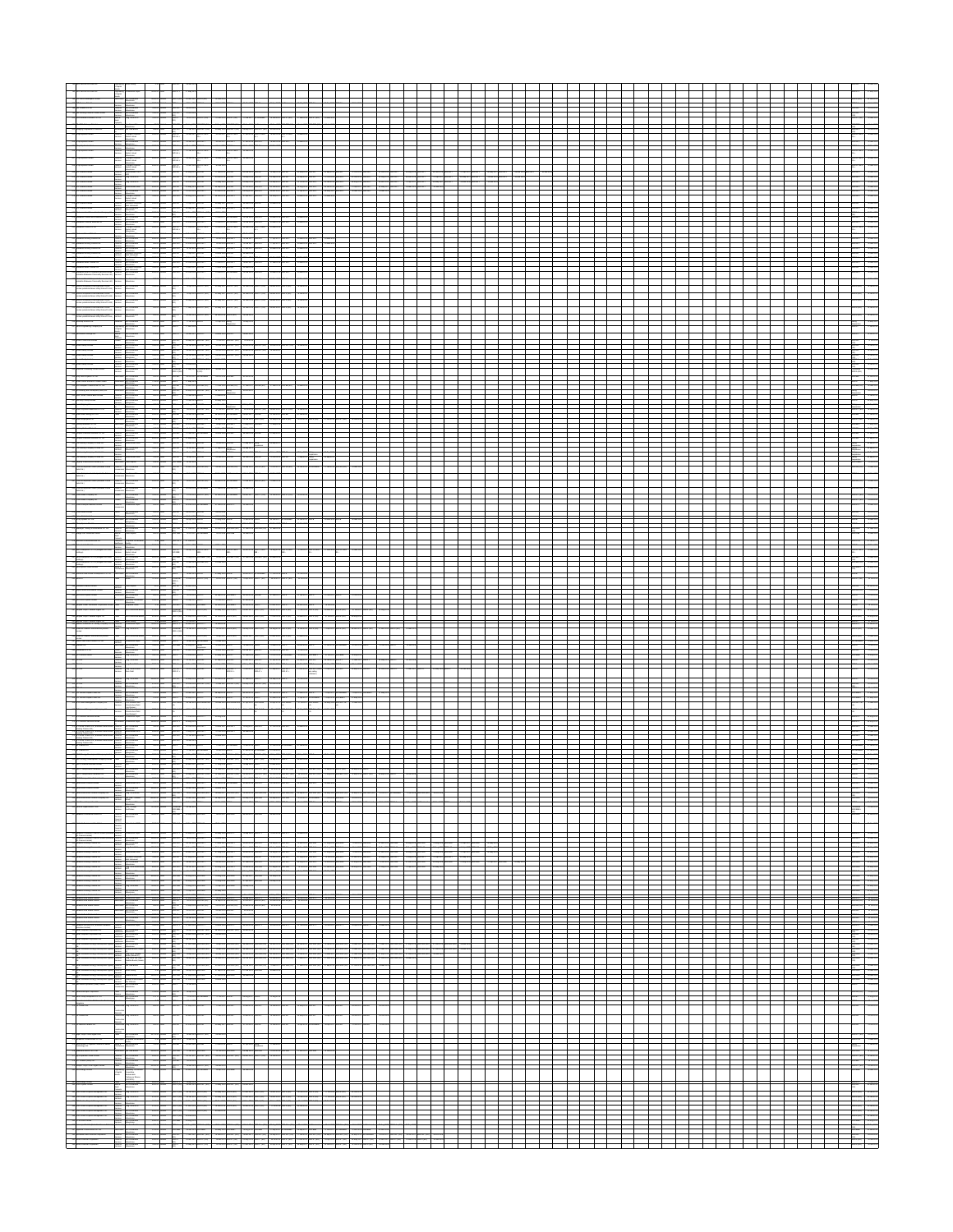|  | E                                         |                          |   | $\begin{tabular}{ c c c c } \hline \multicolumn{1}{ c }{\multicolumn{1}{ c }{\multicolumn{1}{ c }{\multicolumn{1}{ c }{\multicolumn{1}{ c }{\multicolumn{1}{ c }{\multicolumn{1}{ c }{\multicolumn{1}{c }{\multicolumn{1}{c }{\multicolumn{1}{c }{\multicolumn{1}{c }{\multicolumn{1}{c }{\multicolumn{1}{c }{\multicolumn{1}{c }{\multicolumn{1}{c }{\multicolumn{1}{c }{\multicolumn{1}{c }{\multicolumn{1}{c }{\multicolumn{1}{c }{\multicolumn$ |   |    |               |     |  |  |  |  |  |  |  |  |  |  |
|--|-------------------------------------------|--------------------------|---|-----------------------------------------------------------------------------------------------------------------------------------------------------------------------------------------------------------------------------------------------------------------------------------------------------------------------------------------------------------------------------------------------------------------------------------------------------|---|----|---------------|-----|--|--|--|--|--|--|--|--|--|--|
|  |                                           |                          |   |                                                                                                                                                                                                                                                                                                                                                                                                                                                     |   |    |               |     |  |  |  |  |  |  |  |  |  |  |
|  |                                           |                          |   |                                                                                                                                                                                                                                                                                                                                                                                                                                                     |   |    |               |     |  |  |  |  |  |  |  |  |  |  |
|  | has Evans - Loonaria Papa.<br>Nati<br>-Em |                          |   |                                                                                                                                                                                                                                                                                                                                                                                                                                                     |   |    |               |     |  |  |  |  |  |  |  |  |  |  |
|  |                                           |                          |   |                                                                                                                                                                                                                                                                                                                                                                                                                                                     |   |    |               |     |  |  |  |  |  |  |  |  |  |  |
|  | E.                                        |                          |   |                                                                                                                                                                                                                                                                                                                                                                                                                                                     |   |    |               |     |  |  |  |  |  |  |  |  |  |  |
|  |                                           |                          |   |                                                                                                                                                                                                                                                                                                                                                                                                                                                     |   |    |               |     |  |  |  |  |  |  |  |  |  |  |
|  | E bet                                     |                          |   |                                                                                                                                                                                                                                                                                                                                                                                                                                                     |   | =- | exercises and |     |  |  |  |  |  |  |  |  |  |  |
|  | ł,                                        |                          |   |                                                                                                                                                                                                                                                                                                                                                                                                                                                     |   |    |               | $=$ |  |  |  |  |  |  |  |  |  |  |
|  |                                           |                          |   |                                                                                                                                                                                                                                                                                                                                                                                                                                                     |   |    |               |     |  |  |  |  |  |  |  |  |  |  |
|  |                                           |                          |   |                                                                                                                                                                                                                                                                                                                                                                                                                                                     |   |    |               |     |  |  |  |  |  |  |  |  |  |  |
|  |                                           |                          |   |                                                                                                                                                                                                                                                                                                                                                                                                                                                     |   |    |               |     |  |  |  |  |  |  |  |  |  |  |
|  |                                           |                          |   |                                                                                                                                                                                                                                                                                                                                                                                                                                                     |   |    |               |     |  |  |  |  |  |  |  |  |  |  |
|  |                                           |                          |   |                                                                                                                                                                                                                                                                                                                                                                                                                                                     |   |    |               |     |  |  |  |  |  |  |  |  |  |  |
|  |                                           |                          |   |                                                                                                                                                                                                                                                                                                                                                                                                                                                     |   |    |               |     |  |  |  |  |  |  |  |  |  |  |
|  |                                           |                          |   |                                                                                                                                                                                                                                                                                                                                                                                                                                                     |   |    |               |     |  |  |  |  |  |  |  |  |  |  |
|  |                                           | 丰丰                       |   |                                                                                                                                                                                                                                                                                                                                                                                                                                                     |   |    |               |     |  |  |  |  |  |  |  |  |  |  |
|  |                                           |                          |   |                                                                                                                                                                                                                                                                                                                                                                                                                                                     |   |    |               |     |  |  |  |  |  |  |  |  |  |  |
|  |                                           |                          |   |                                                                                                                                                                                                                                                                                                                                                                                                                                                     |   |    |               |     |  |  |  |  |  |  |  |  |  |  |
|  | F                                         | $\overline{\phantom{a}}$ |   |                                                                                                                                                                                                                                                                                                                                                                                                                                                     |   |    |               |     |  |  |  |  |  |  |  |  |  |  |
|  |                                           |                          |   |                                                                                                                                                                                                                                                                                                                                                                                                                                                     |   |    |               |     |  |  |  |  |  |  |  |  |  |  |
|  | $\frac{1}{2}$                             |                          |   |                                                                                                                                                                                                                                                                                                                                                                                                                                                     |   |    |               |     |  |  |  |  |  |  |  |  |  |  |
|  | h                                         |                          |   |                                                                                                                                                                                                                                                                                                                                                                                                                                                     |   |    |               |     |  |  |  |  |  |  |  |  |  |  |
|  |                                           |                          |   |                                                                                                                                                                                                                                                                                                                                                                                                                                                     |   |    |               |     |  |  |  |  |  |  |  |  |  |  |
|  |                                           | --                       |   |                                                                                                                                                                                                                                                                                                                                                                                                                                                     |   |    |               |     |  |  |  |  |  |  |  |  |  |  |
|  |                                           | <u>IEEE</u>              | Ŧ |                                                                                                                                                                                                                                                                                                                                                                                                                                                     | ≡ |    |               |     |  |  |  |  |  |  |  |  |  |  |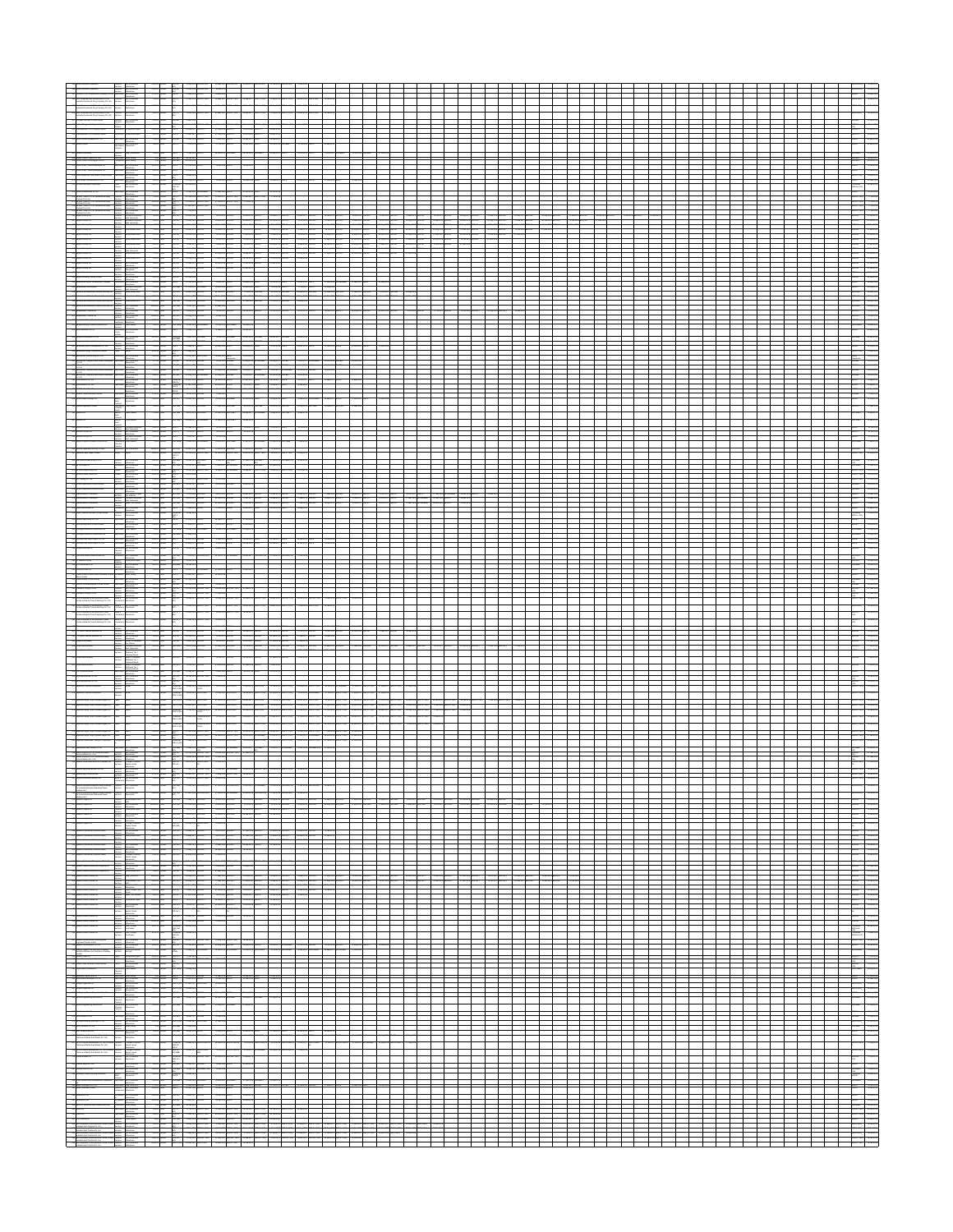|  | EET                                                                                                                                                                                                                                                                                                                                                                                          |       |          |                                                                |          |  |  |  |  |  |  |  |  |  |                                                                                            |  |
|--|----------------------------------------------------------------------------------------------------------------------------------------------------------------------------------------------------------------------------------------------------------------------------------------------------------------------------------------------------------------------------------------------|-------|----------|----------------------------------------------------------------|----------|--|--|--|--|--|--|--|--|--|--------------------------------------------------------------------------------------------|--|
|  | $\equiv$                                                                                                                                                                                                                                                                                                                                                                                     | ♦     |          |                                                                |          |  |  |  |  |  |  |  |  |  |                                                                                            |  |
|  | $\frac{1}{2} \left( \frac{1}{2} \frac{1}{2} \frac{1}{2} \frac{1}{2} \frac{1}{2} \frac{1}{2} \frac{1}{2} \frac{1}{2} \frac{1}{2} \frac{1}{2} \frac{1}{2} \frac{1}{2} \frac{1}{2} \frac{1}{2} \frac{1}{2} \frac{1}{2} \frac{1}{2} \frac{1}{2} \frac{1}{2} \frac{1}{2} \frac{1}{2} \frac{1}{2} \frac{1}{2} \frac{1}{2} \frac{1}{2} \frac{1}{2} \frac{1}{2} \frac{1}{2} \frac{1}{2} \frac{1}{2}$ |       |          |                                                                |          |  |  |  |  |  |  |  |  |  | ┍                                                                                          |  |
|  |                                                                                                                                                                                                                                                                                                                                                                                              |       |          |                                                                |          |  |  |  |  |  |  |  |  |  |                                                                                            |  |
|  |                                                                                                                                                                                                                                                                                                                                                                                              |       |          |                                                                |          |  |  |  |  |  |  |  |  |  |                                                                                            |  |
|  |                                                                                                                                                                                                                                                                                                                                                                                              |       |          |                                                                |          |  |  |  |  |  |  |  |  |  |                                                                                            |  |
|  |                                                                                                                                                                                                                                                                                                                                                                                              |       |          |                                                                |          |  |  |  |  |  |  |  |  |  |                                                                                            |  |
|  |                                                                                                                                                                                                                                                                                                                                                                                              |       |          |                                                                |          |  |  |  |  |  |  |  |  |  |                                                                                            |  |
|  |                                                                                                                                                                                                                                                                                                                                                                                              |       |          |                                                                |          |  |  |  |  |  |  |  |  |  |                                                                                            |  |
|  | W                                                                                                                                                                                                                                                                                                                                                                                            |       |          |                                                                |          |  |  |  |  |  |  |  |  |  |                                                                                            |  |
|  | ii<br>I                                                                                                                                                                                                                                                                                                                                                                                      |       |          |                                                                |          |  |  |  |  |  |  |  |  |  |                                                                                            |  |
|  | $\frac{1}{2} \sum_{i=1}^n \frac{1}{2} \sum_{j=1}^n \frac{1}{2} \sum_{j=1}^n \frac{1}{2} \sum_{j=1}^n \frac{1}{2} \sum_{j=1}^n \frac{1}{2} \sum_{j=1}^n \frac{1}{2} \sum_{j=1}^n \frac{1}{2} \sum_{j=1}^n \frac{1}{2} \sum_{j=1}^n \frac{1}{2} \sum_{j=1}^n \frac{1}{2} \sum_{j=1}^n \frac{1}{2} \sum_{j=1}^n \frac{1}{2} \sum_{j=1}^n \frac{1}{2} \sum_{j=$                                  | Fer   |          |                                                                |          |  |  |  |  |  |  |  |  |  |                                                                                            |  |
|  |                                                                                                                                                                                                                                                                                                                                                                                              |       |          |                                                                |          |  |  |  |  |  |  |  |  |  |                                                                                            |  |
|  | <b>Talling Sections</b>                                                                                                                                                                                                                                                                                                                                                                      |       |          |                                                                |          |  |  |  |  |  |  |  |  |  |                                                                                            |  |
|  | I                                                                                                                                                                                                                                                                                                                                                                                            |       |          |                                                                |          |  |  |  |  |  |  |  |  |  |                                                                                            |  |
|  |                                                                                                                                                                                                                                                                                                                                                                                              | 医手手骨  |          |                                                                |          |  |  |  |  |  |  |  |  |  |                                                                                            |  |
|  | <del>ile 1</del>                                                                                                                                                                                                                                                                                                                                                                             |       |          |                                                                |          |  |  |  |  |  |  |  |  |  |                                                                                            |  |
|  |                                                                                                                                                                                                                                                                                                                                                                                              |       |          |                                                                |          |  |  |  |  |  |  |  |  |  |                                                                                            |  |
|  | ж.<br>۳Ē                                                                                                                                                                                                                                                                                                                                                                                     |       |          |                                                                |          |  |  |  |  |  |  |  |  |  |                                                                                            |  |
|  | $\equiv \sqrt{2\pi}$<br><u>т.</u>                                                                                                                                                                                                                                                                                                                                                            | $  -$ |          |                                                                |          |  |  |  |  |  |  |  |  |  |                                                                                            |  |
|  |                                                                                                                                                                                                                                                                                                                                                                                              |       |          |                                                                |          |  |  |  |  |  |  |  |  |  |                                                                                            |  |
|  |                                                                                                                                                                                                                                                                                                                                                                                              |       |          |                                                                |          |  |  |  |  |  |  |  |  |  |                                                                                            |  |
|  |                                                                                                                                                                                                                                                                                                                                                                                              |       |          |                                                                |          |  |  |  |  |  |  |  |  |  |                                                                                            |  |
|  |                                                                                                                                                                                                                                                                                                                                                                                              |       |          |                                                                |          |  |  |  |  |  |  |  |  |  |                                                                                            |  |
|  |                                                                                                                                                                                                                                                                                                                                                                                              |       |          |                                                                |          |  |  |  |  |  |  |  |  |  |                                                                                            |  |
|  |                                                                                                                                                                                                                                                                                                                                                                                              |       |          |                                                                |          |  |  |  |  |  |  |  |  |  |                                                                                            |  |
|  |                                                                                                                                                                                                                                                                                                                                                                                              |       | *** **** | 90 - Paranjakangan<br>90 - Paranjakangan<br>90 - Paranjakangan | -an anno |  |  |  |  |  |  |  |  |  | 1999 - 1999 - 1999<br>1999 - 1999 - 1999 - 1999 - 1999<br>1999 - 1999 - 1999 - 1999 - 1999 |  |